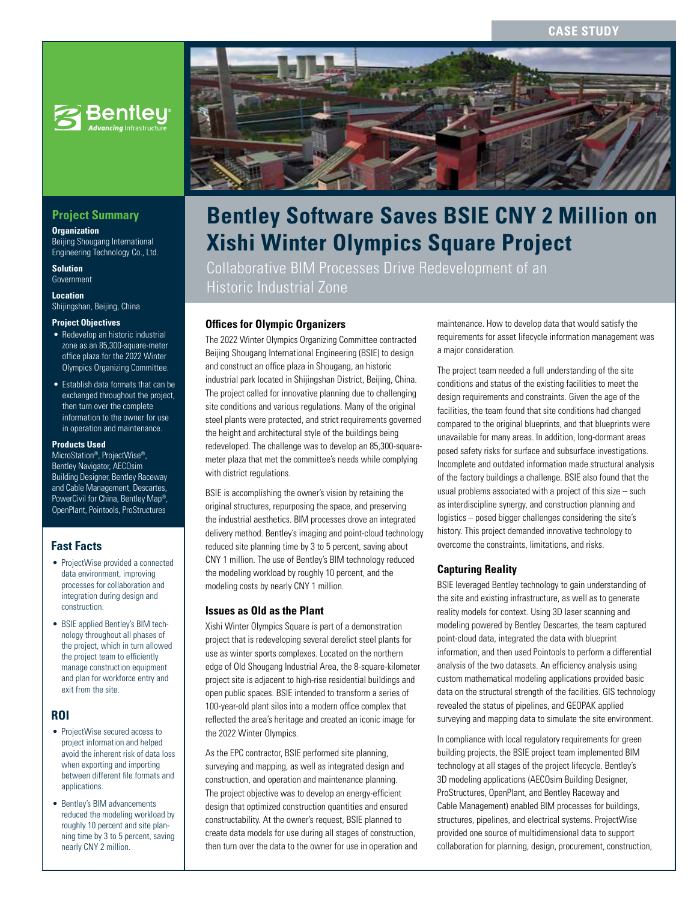CASE STUDY

# Bentley Software Saves BSIE CNY 2 Million on Xishi Winter Olympics Square Project

Collaborative BIM Processes Drive Redevelopment of an Historic Industrial Zone

## Project Summary

**Organization**
Beijing Shougang International Engineering Technology Co., Ltd.

**Solution**
Government

**Location**
Shijingshan, Beijing, China

**Project Objectives**

- Redevelop an historic industrial zone as an 85,300-square-meter office plaza for the 2022 Winter Olympics Organizing Committee.
- Establish data formats that can be exchanged throughout the project, then turn over the complete information to the owner for use in operation and maintenance.

**Products Used**
MicroStation®, ProjectWise®, Bentley Navigator, AECOsim Building Designer, Bentley Raceway and Cable Management, Descartes, PowerCivil for China, Bentley Map®, OpenPlant, Pointools, ProStructures

## Fast Facts

- ProjectWise provided a connected data environment, improving processes for collaboration and integration during design and construction.
- BSIE applied Bentley's BIM technology throughout all phases of the project, which in turn allowed the project team to efficiently manage construction equipment and plan for workforce entry and exit from the site.

## ROI

- ProjectWise secured access to project information and helped avoid the inherent risk of data loss when exporting and importing between different file formats and applications.
- Bentley's BIM advancements reduced the modeling workload by roughly 10 percent and site planning time by 3 to 5 percent, saving nearly CNY 2 million.

### Offices for Olympic Organizers

The 2022 Winter Olympics Organizing Committee contracted Beijing Shougang International Engineering (BSIE) to design and construct an office plaza in Shougang, an historic industrial park located in Shijingshan District, Beijing, China. The project called for innovative planning due to challenging site conditions and various regulations. Many of the original steel plants were protected, and strict requirements governed the height and architectural style of the buildings being redeveloped. The challenge was to develop an 85,300-square-meter plaza that met the committee's needs while complying with district regulations.

BSIE is accomplishing the owner's vision by retaining the original structures, repurposing the space, and preserving the industrial aesthetics. BIM processes drove an integrated delivery method. Bentley's imaging and point-cloud technology reduced site planning time by 3 to 5 percent, saving about CNY 1 million. The use of Bentley's BIM technology reduced the modeling workload by roughly 10 percent, and the modeling costs by nearly CNY 1 million.

### Issues as Old as the Plant

Xishi Winter Olympics Square is part of a demonstration project that is redeveloping several derelict steel plants for use as winter sports complexes. Located on the northern edge of Old Shougang Industrial Area, the 8-square-kilometer project site is adjacent to high-rise residential buildings and open public spaces. BSIE intended to transform a series of 100-year-old plant silos into a modern office complex that reflected the area's heritage and created an iconic image for the 2022 Winter Olympics.

As the EPC contractor, BSIE performed site planning, surveying and mapping, as well as integrated design and construction, and operation and maintenance planning. The project objective was to develop an energy-efficient design that optimized construction quantities and ensured constructability. At the owner's request, BSIE planned to create data models for use during all stages of construction, then turn over the data to the owner for use in operation and maintenance. How to develop data that would satisfy the requirements for asset lifecycle information management was a major consideration.

The project team needed a full understanding of the site conditions and status of the existing facilities to meet the design requirements and constraints. Given the age of the facilities, the team found that site conditions had changed compared to the original blueprints, and that blueprints were unavailable for many areas. In addition, long-dormant areas posed safety risks for surface and subsurface investigations. Incomplete and outdated information made structural analysis of the factory buildings a challenge. BSIE also found that the usual problems associated with a project of this size – such as interdiscipline synergy, and construction planning and logistics – posed bigger challenges considering the site's history. This project demanded innovative technology to overcome the constraints, limitations, and risks.

### Capturing Reality

BSIE leveraged Bentley technology to gain understanding of the site and existing infrastructure, as well as to generate reality models for context. Using 3D laser scanning and modeling powered by Bentley Descartes, the team captured point-cloud data, integrated the data with blueprint information, and then used Pointools to perform a differential analysis of the two datasets. An efficiency analysis using custom mathematical modeling applications provided basic data on the structural strength of the facilities. GIS technology revealed the status of pipelines, and GEOPAK applied surveying and mapping data to simulate the site environment.

In compliance with local regulatory requirements for green building projects, the BSIE project team implemented BIM technology at all stages of the project lifecycle. Bentley's 3D modeling applications (AECOsim Building Designer, ProStructures, OpenPlant, and Bentley Raceway and Cable Management) enabled BIM processes for buildings, structures, pipelines, and electrical systems. ProjectWise provided one source of multidimensional data to support collaboration for planning, design, procurement, construction,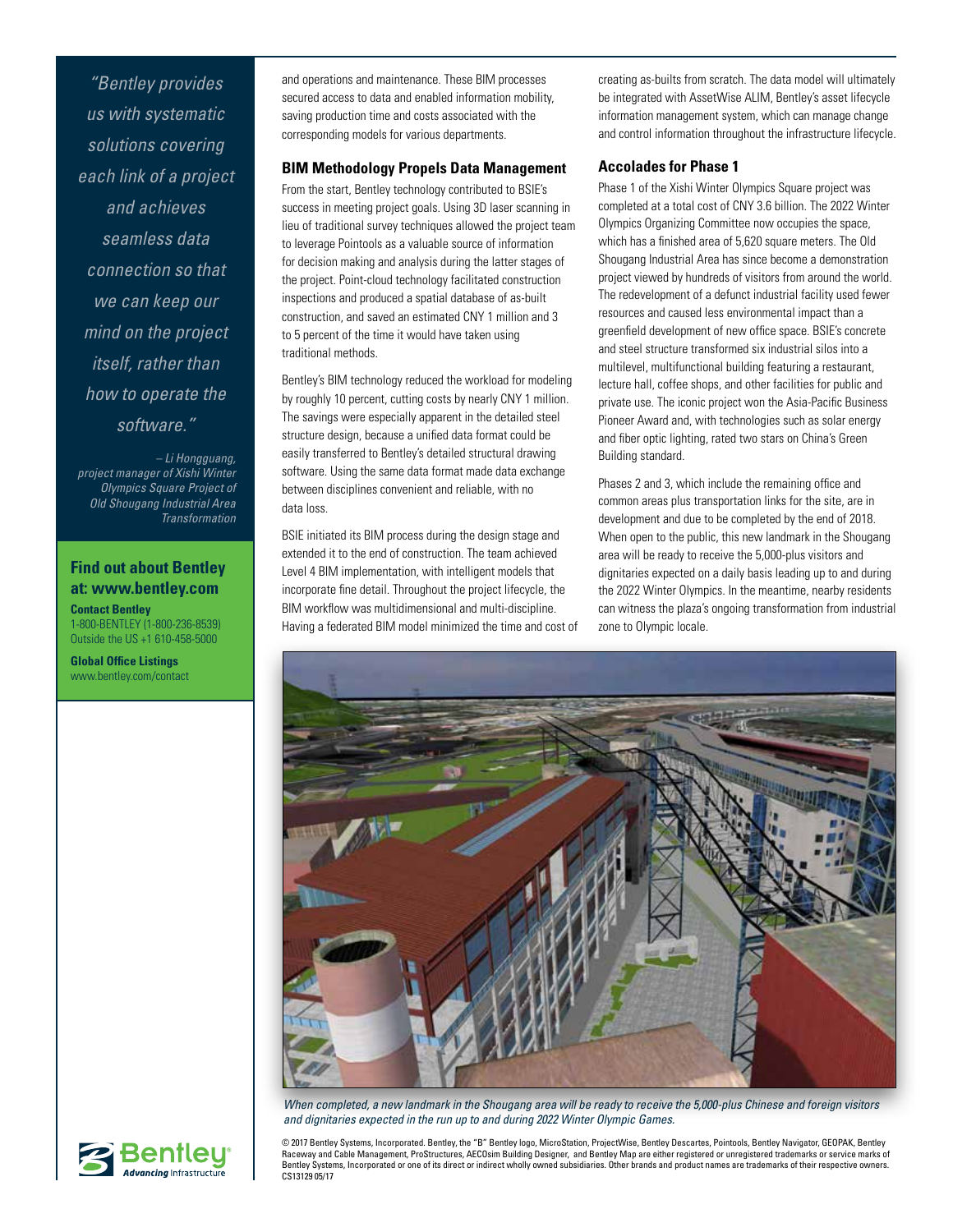*"Bentley provides us with systematic solutions covering each link of a project and achieves seamless data connection so that we can keep our mind on the project itself, rather than how to operate the software."*

*– Li Hongguang, project manager of Xishi Winter Olympics Square Project of Old Shougang Industrial Area Transformation*

**Find out about Bentley at: www.bentley.com**

**Contact Bentley**
1-800-BENTLEY (1-800-236-8539)
Outside the US +1 610-458-5000

**Global Office Listings**
www.bentley.com/contact

and operations and maintenance. These BIM processes secured access to data and enabled information mobility, saving production time and costs associated with the corresponding models for various departments.

### BIM Methodology Propels Data Management

From the start, Bentley technology contributed to BSIE's success in meeting project goals. Using 3D laser scanning in lieu of traditional survey techniques allowed the project team to leverage Pointools as a valuable source of information for decision making and analysis during the latter stages of the project. Point-cloud technology facilitated construction inspections and produced a spatial database of as-built construction, and saved an estimated CNY 1 million and 3 to 5 percent of the time it would have taken using traditional methods.

Bentley's BIM technology reduced the workload for modeling by roughly 10 percent, cutting costs by nearly CNY 1 million. The savings were especially apparent in the detailed steel structure design, because a unified data format could be easily transferred to Bentley's detailed structural drawing software. Using the same data format made data exchange between disciplines convenient and reliable, with no data loss.

BSIE initiated its BIM process during the design stage and extended it to the end of construction. The team achieved Level 4 BIM implementation, with intelligent models that incorporate fine detail. Throughout the project lifecycle, the BIM workflow was multidimensional and multi-discipline. Having a federated BIM model minimized the time and cost of creating as-builts from scratch. The data model will ultimately be integrated with AssetWise ALIM, Bentley's asset lifecycle information management system, which can manage change and control information throughout the infrastructure lifecycle.

### Accolades for Phase 1

Phase 1 of the Xishi Winter Olympics Square project was completed at a total cost of CNY 3.6 billion. The 2022 Winter Olympics Organizing Committee now occupies the space, which has a finished area of 5,620 square meters. The Old Shougang Industrial Area has since become a demonstration project viewed by hundreds of visitors from around the world. The redevelopment of a defunct industrial facility used fewer resources and caused less environmental impact than a greenfield development of new office space. BSIE's concrete and steel structure transformed six industrial silos into a multilevel, multifunctional building featuring a restaurant, lecture hall, coffee shops, and other facilities for public and private use. The iconic project won the Asia-Pacific Business Pioneer Award and, with technologies such as solar energy and fiber optic lighting, rated two stars on China's Green Building standard.

Phases 2 and 3, which include the remaining office and common areas plus transportation links for the site, are in development and due to be completed by the end of 2018. When open to the public, this new landmark in the Shougang area will be ready to receive the 5,000-plus visitors and dignitaries expected on a daily basis leading up to and during the 2022 Winter Olympics. In the meantime, nearby residents can witness the plaza's ongoing transformation from industrial zone to Olympic locale.

*When completed, a new landmark in the Shougang area will be ready to receive the 5,000-plus Chinese and foreign visitors and dignitaries expected in the run up to and during 2022 Winter Olympic Games.*

© 2017 Bentley Systems, Incorporated. Bentley, the "B" Bentley logo, MicroStation, ProjectWise, Bentley Descartes, Pointools, Bentley Navigator, GEOPAK, Bentley Raceway and Cable Management, ProStructures, AECOsim Building Designer, and Bentley Map are either registered or unregistered trademarks or service marks of Bentley Systems, Incorporated or one of its direct or indirect wholly owned subsidiaries. Other brands and product names are trademarks of their respective owners. CS13129 05/17